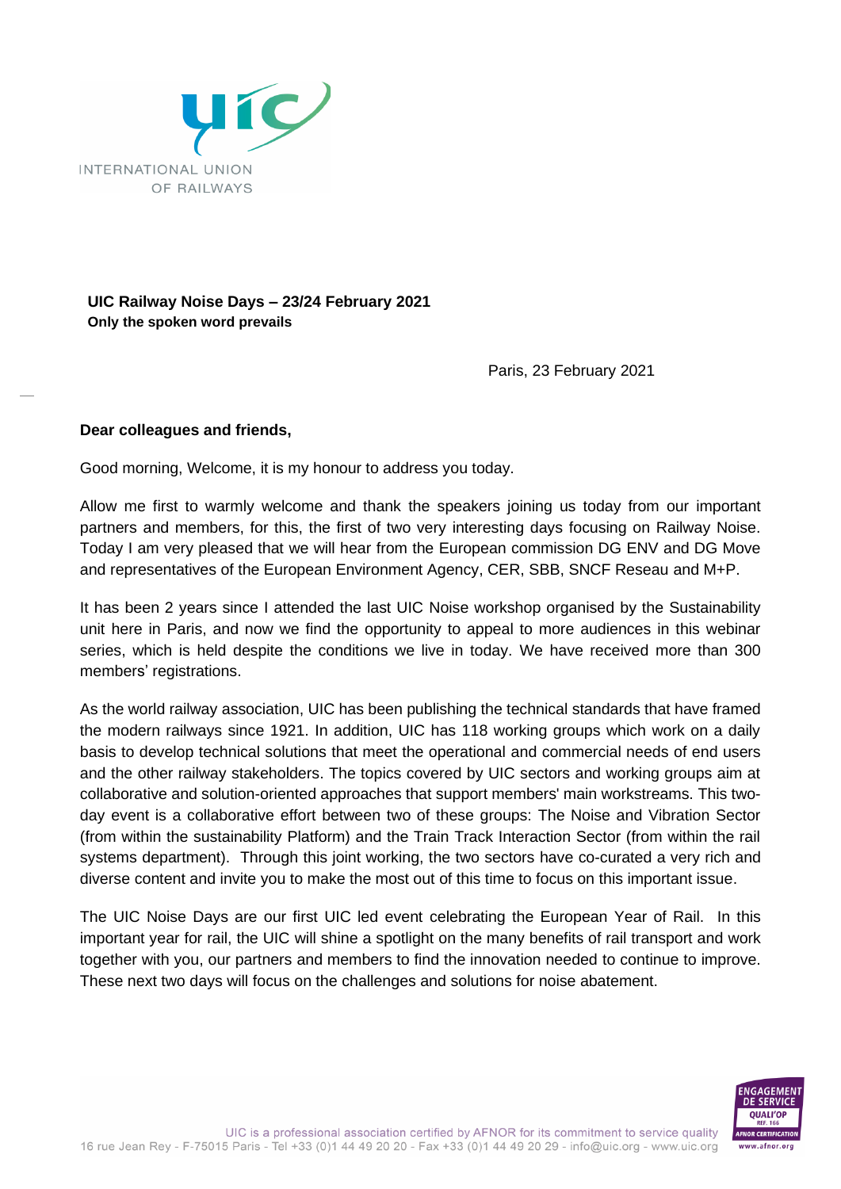**UIC Railway Noise Days – 23/24 February 2021**
**Only the spoken word prevails**

Paris, 23 February 2021

**Dear colleagues and friends,**

Good morning, Welcome, it is my honour to address you today.

Allow me first to warmly welcome and thank the speakers joining us today from our important partners and members, for this, the first of two very interesting days focusing on Railway Noise. Today I am very pleased that we will hear from the European commission DG ENV and DG Move and representatives of the European Environment Agency, CER, SBB, SNCF Reseau and M+P.

It has been 2 years since I attended the last UIC Noise workshop organised by the Sustainability unit here in Paris, and now we find the opportunity to appeal to more audiences in this webinar series, which is held despite the conditions we live in today. We have received more than 300 members' registrations.

As the world railway association, UIC has been publishing the technical standards that have framed the modern railways since 1921. In addition, UIC has 118 working groups which work on a daily basis to develop technical solutions that meet the operational and commercial needs of end users and the other railway stakeholders. The topics covered by UIC sectors and working groups aim at collaborative and solution-oriented approaches that support members' main workstreams. This two-day event is a collaborative effort between two of these groups: The Noise and Vibration Sector (from within the sustainability Platform) and the Train Track Interaction Sector (from within the rail systems department). Through this joint working, the two sectors have co-curated a very rich and diverse content and invite you to make the most out of this time to focus on this important issue.

The UIC Noise Days are our first UIC led event celebrating the European Year of Rail. In this important year for rail, the UIC will shine a spotlight on the many benefits of rail transport and work together with you, our partners and members to find the innovation needed to continue to improve. These next two days will focus on the challenges and solutions for noise abatement.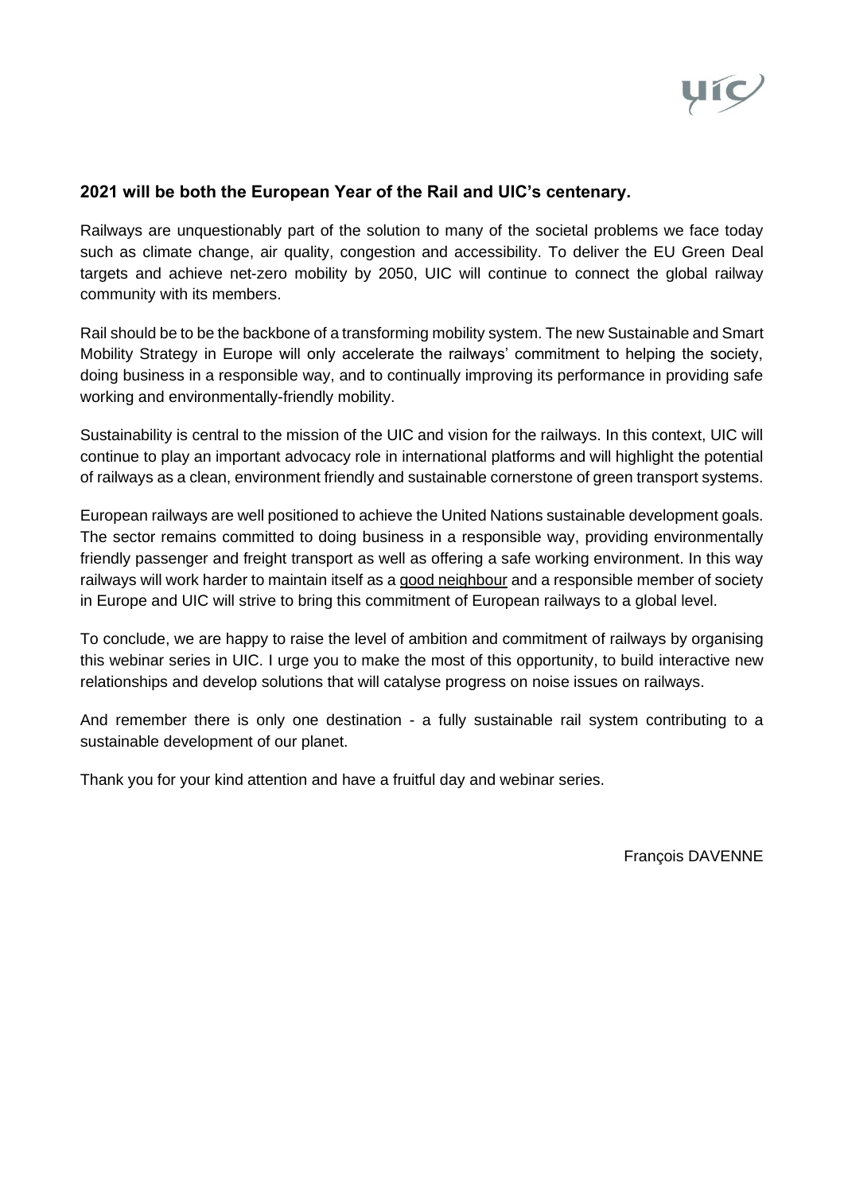**2021 will be both the European Year of the Rail and UIC's centenary.**

Railways are unquestionably part of the solution to many of the societal problems we face today such as climate change, air quality, congestion and accessibility. To deliver the EU Green Deal targets and achieve net-zero mobility by 2050, UIC will continue to connect the global railway community with its members.

Rail should be to be the backbone of a transforming mobility system. The new Sustainable and Smart Mobility Strategy in Europe will only accelerate the railways' commitment to helping the society, doing business in a responsible way, and to continually improving its performance in providing safe working and environmentally-friendly mobility.

Sustainability is central to the mission of the UIC and vision for the railways. In this context, UIC will continue to play an important advocacy role in international platforms and will highlight the potential of railways as a clean, environment friendly and sustainable cornerstone of green transport systems.

European railways are well positioned to achieve the United Nations sustainable development goals. The sector remains committed to doing business in a responsible way, providing environmentally friendly passenger and freight transport as well as offering a safe working environment. In this way railways will work harder to maintain itself as a good neighbour and a responsible member of society in Europe and UIC will strive to bring this commitment of European railways to a global level.

To conclude, we are happy to raise the level of ambition and commitment of railways by organising this webinar series in UIC. I urge you to make the most of this opportunity, to build interactive new relationships and develop solutions that will catalyse progress on noise issues on railways.

And remember there is only one destination - a fully sustainable rail system contributing to a sustainable development of our planet.

Thank you for your kind attention and have a fruitful day and webinar series.

François DAVENNE